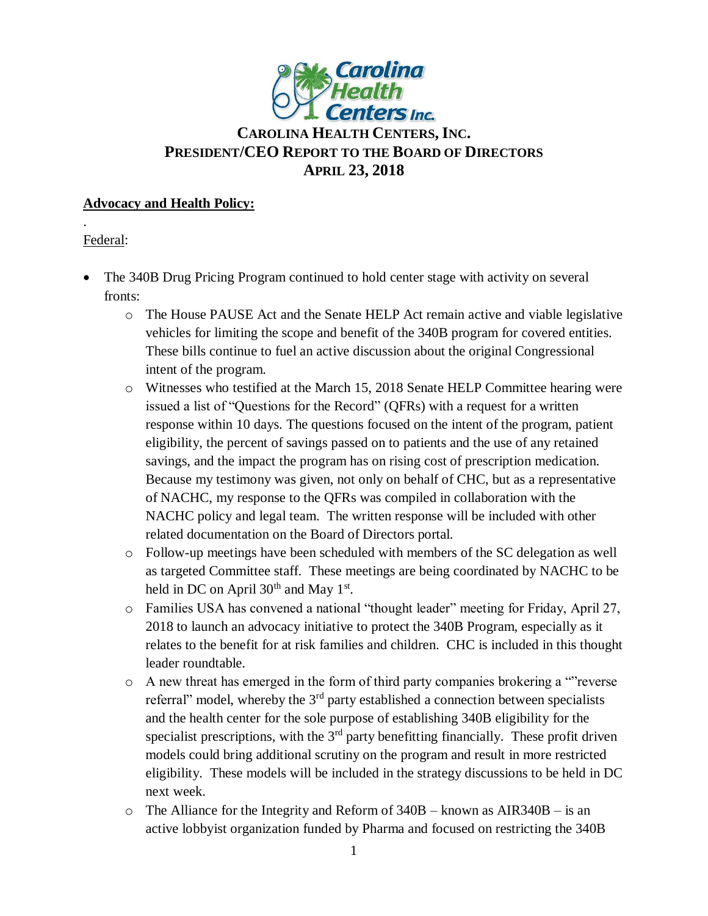# CAROLINA HEALTH CENTERS, INC.
# PRESIDENT/CEO REPORT TO THE BOARD OF DIRECTORS
# APRIL 23, 2018

## Advocacy and Health Policy:

.

Federal:

- The 340B Drug Pricing Program continued to hold center stage with activity on several fronts:
    - The House PAUSE Act and the Senate HELP Act remain active and viable legislative vehicles for limiting the scope and benefit of the 340B program for covered entities. These bills continue to fuel an active discussion about the original Congressional intent of the program.
    - Witnesses who testified at the March 15, 2018 Senate HELP Committee hearing were issued a list of "Questions for the Record" (QFRs) with a request for a written response within 10 days. The questions focused on the intent of the program, patient eligibility, the percent of savings passed on to patients and the use of any retained savings, and the impact the program has on rising cost of prescription medication. Because my testimony was given, not only on behalf of CHC, but as a representative of NACHC, my response to the QFRs was compiled in collaboration with the NACHC policy and legal team. The written response will be included with other related documentation on the Board of Directors portal.
    - Follow-up meetings have been scheduled with members of the SC delegation as well as targeted Committee staff. These meetings are being coordinated by NACHC to be held in DC on April 30th and May 1st.
    - Families USA has convened a national "thought leader" meeting for Friday, April 27, 2018 to launch an advocacy initiative to protect the 340B Program, especially as it relates to the benefit for at risk families and children. CHC is included in this thought leader roundtable.
    - A new threat has emerged in the form of third party companies brokering a ""reverse referral" model, whereby the 3rd party established a connection between specialists and the health center for the sole purpose of establishing 340B eligibility for the specialist prescriptions, with the 3rd party benefitting financially. These profit driven models could bring additional scrutiny on the program and result in more restricted eligibility. These models will be included in the strategy discussions to be held in DC next week.
    - The Alliance for the Integrity and Reform of 340B – known as AIR340B – is an active lobbyist organization funded by Pharma and focused on restricting the 340B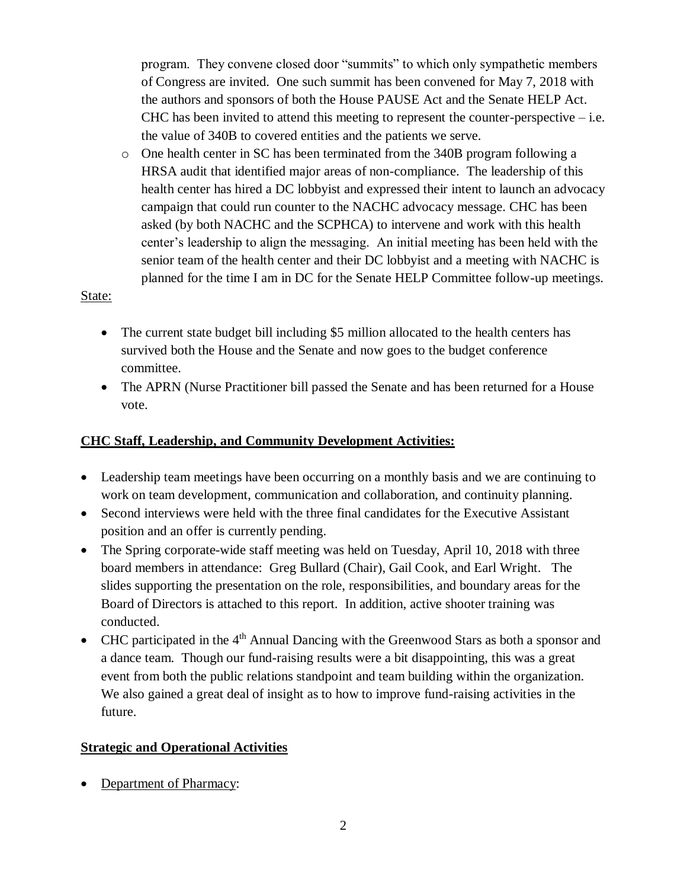program. They convene closed door "summits" to which only sympathetic members of Congress are invited. One such summit has been convened for May 7, 2018 with the authors and sponsors of both the House PAUSE Act and the Senate HELP Act. CHC has been invited to attend this meeting to represent the counter-perspective – i.e. the value of 340B to covered entities and the patients we serve.

  - One health center in SC has been terminated from the 340B program following a HRSA audit that identified major areas of non-compliance. The leadership of this health center has hired a DC lobbyist and expressed their intent to launch an advocacy campaign that could run counter to the NACHC advocacy message. CHC has been asked (by both NACHC and the SCPHCA) to intervene and work with this health center's leadership to align the messaging. An initial meeting has been held with the senior team of the health center and their DC lobbyist and a meeting with NACHC is planned for the time I am in DC for the Senate HELP Committee follow-up meetings.

State:

- The current state budget bill including $5 million allocated to the health centers has survived both the House and the Senate and now goes to the budget conference committee.
- The APRN (Nurse Practitioner bill passed the Senate and has been returned for a House vote.

**CHC Staff, Leadership, and Community Development Activities:**

- Leadership team meetings have been occurring on a monthly basis and we are continuing to work on team development, communication and collaboration, and continuity planning.
- Second interviews were held with the three final candidates for the Executive Assistant position and an offer is currently pending.
- The Spring corporate-wide staff meeting was held on Tuesday, April 10, 2018 with three board members in attendance: Greg Bullard (Chair), Gail Cook, and Earl Wright. The slides supporting the presentation on the role, responsibilities, and boundary areas for the Board of Directors is attached to this report. In addition, active shooter training was conducted.
- CHC participated in the 4th Annual Dancing with the Greenwood Stars as both a sponsor and a dance team. Though our fund-raising results were a bit disappointing, this was a great event from both the public relations standpoint and team building within the organization. We also gained a great deal of insight as to how to improve fund-raising activities in the future.

**Strategic and Operational Activities**

- Department of Pharmacy: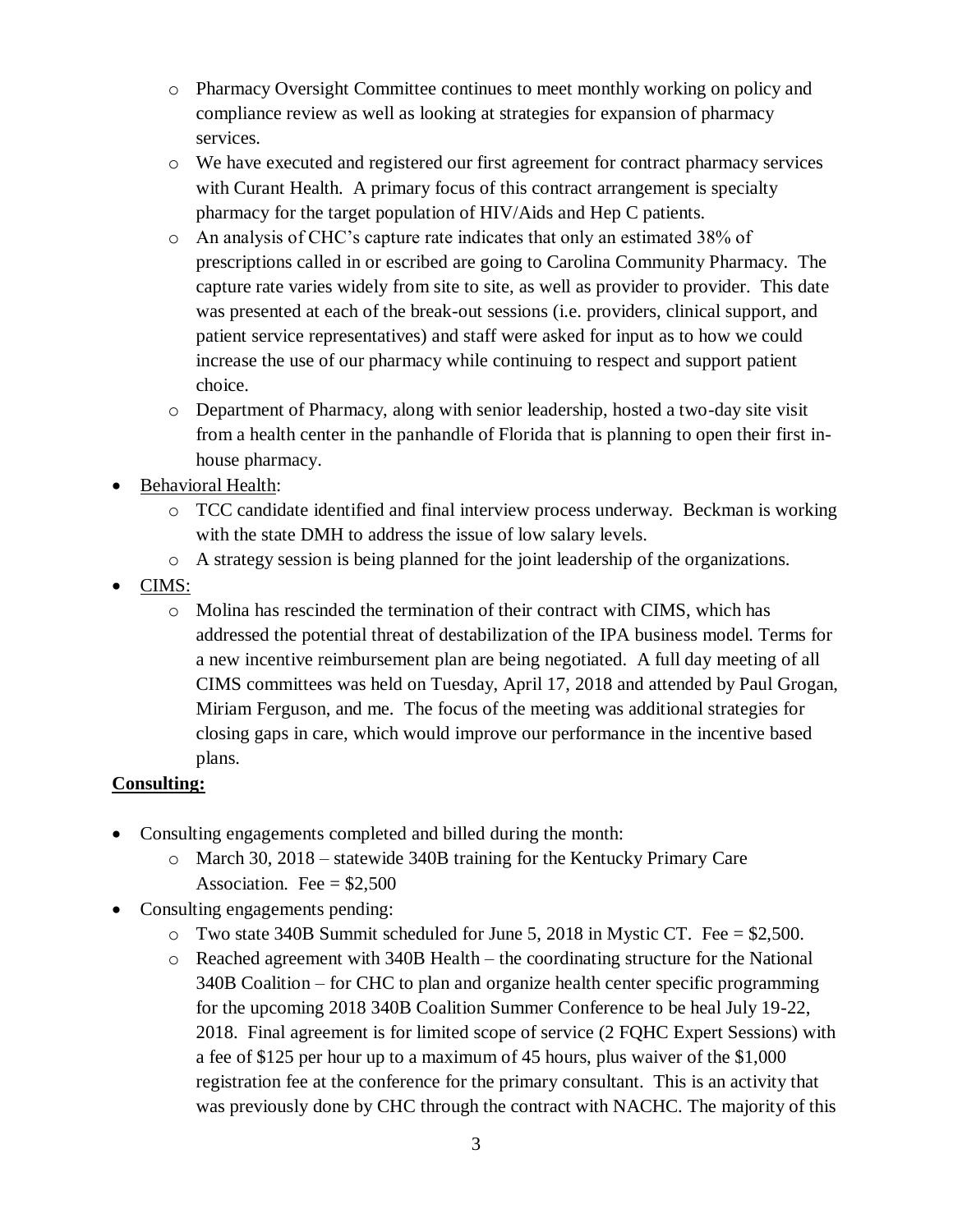- Pharmacy Oversight Committee continues to meet monthly working on policy and compliance review as well as looking at strategies for expansion of pharmacy services.
- We have executed and registered our first agreement for contract pharmacy services with Curant Health. A primary focus of this contract arrangement is specialty pharmacy for the target population of HIV/Aids and Hep C patients.
- An analysis of CHC's capture rate indicates that only an estimated 38% of prescriptions called in or escribed are going to Carolina Community Pharmacy. The capture rate varies widely from site to site, as well as provider to provider. This date was presented at each of the break-out sessions (i.e. providers, clinical support, and patient service representatives) and staff were asked for input as to how we could increase the use of our pharmacy while continuing to respect and support patient choice.
- Department of Pharmacy, along with senior leadership, hosted a two-day site visit from a health center in the panhandle of Florida that is planning to open their first in-house pharmacy.

- <u>Behavioral Health</u>:
  - TCC candidate identified and final interview process underway. Beckman is working with the state DMH to address the issue of low salary levels.
  - A strategy session is being planned for the joint leadership of the organizations.
- <u>CIMS:</u>
  - Molina has rescinded the termination of their contract with CIMS, which has addressed the potential threat of destabilization of the IPA business model. Terms for a new incentive reimbursement plan are being negotiated. A full day meeting of all CIMS committees was held on Tuesday, April 17, 2018 and attended by Paul Grogan, Miriam Ferguson, and me. The focus of the meeting was additional strategies for closing gaps in care, which would improve our performance in the incentive based plans.

**<u>Consulting:</u>**

- Consulting engagements completed and billed during the month:
  - March 30, 2018 – statewide 340B training for the Kentucky Primary Care Association. Fee = $2,500
- Consulting engagements pending:
  - Two state 340B Summit scheduled for June 5, 2018 in Mystic CT. Fee = $2,500.
  - Reached agreement with 340B Health – the coordinating structure for the National 340B Coalition – for CHC to plan and organize health center specific programming for the upcoming 2018 340B Coalition Summer Conference to be heal July 19-22, 2018. Final agreement is for limited scope of service (2 FQHC Expert Sessions) with a fee of $125 per hour up to a maximum of 45 hours, plus waiver of the $1,000 registration fee at the conference for the primary consultant. This is an activity that was previously done by CHC through the contract with NACHC. The majority of this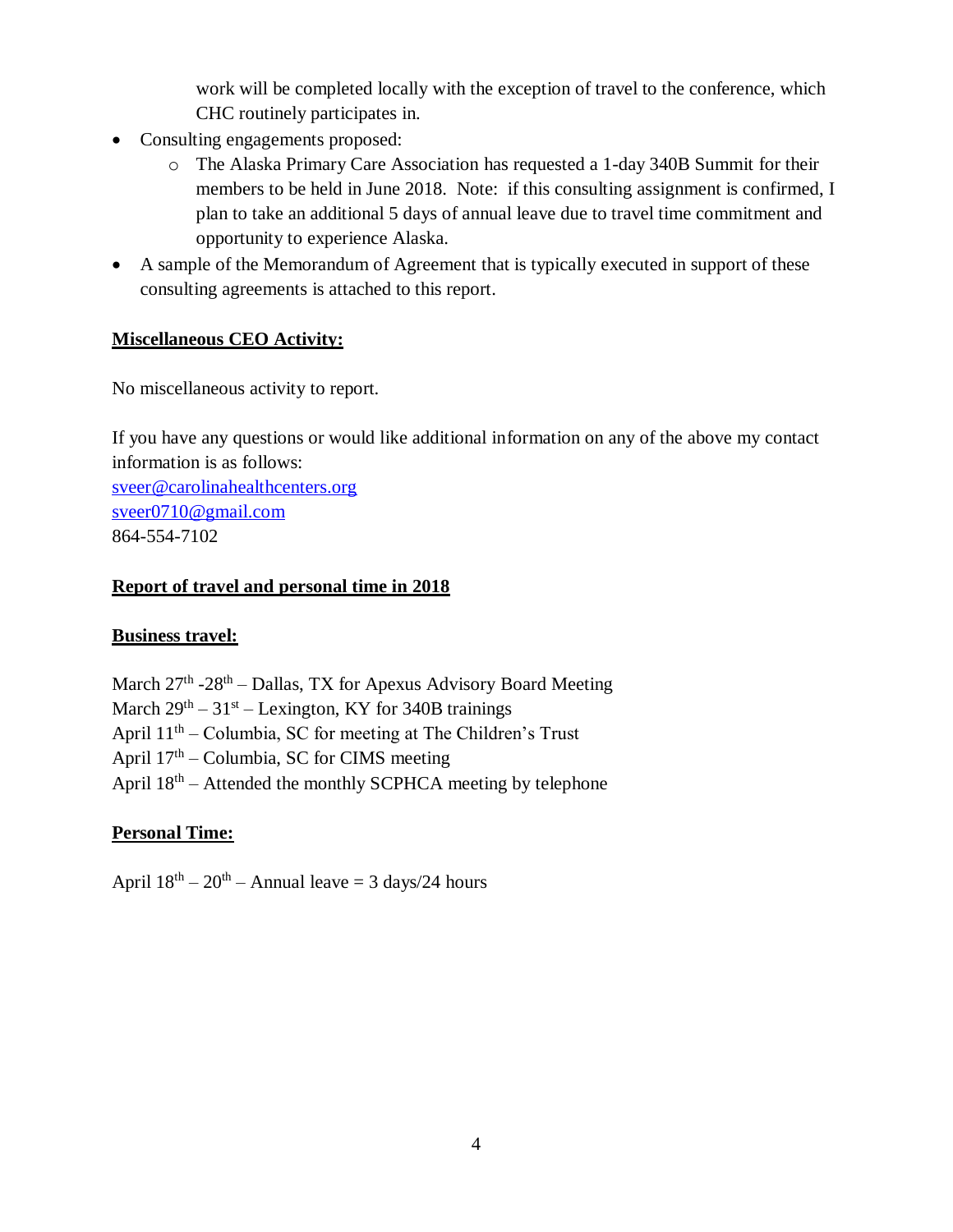work will be completed locally with the exception of travel to the conference, which CHC routinely participates in.

- Consulting engagements proposed:
    - The Alaska Primary Care Association has requested a 1-day 340B Summit for their members to be held in June 2018. Note: if this consulting assignment is confirmed, I plan to take an additional 5 days of annual leave due to travel time commitment and opportunity to experience Alaska.
- A sample of the Memorandum of Agreement that is typically executed in support of these consulting agreements is attached to this report.

**Miscellaneous CEO Activity:**

No miscellaneous activity to report.

If you have any questions or would like additional information on any of the above my contact information is as follows:
sveer@carolinahealthcenters.org
sveer0710@gmail.com
864-554-7102

**Report of travel and personal time in 2018**

**Business travel:**

March 27th -28th – Dallas, TX for Apexus Advisory Board Meeting
March 29th – 31st – Lexington, KY for 340B trainings
April 11th – Columbia, SC for meeting at The Children's Trust
April 17th – Columbia, SC for CIMS meeting
April 18th – Attended the monthly SCPHCA meeting by telephone

**Personal Time:**

April 18th – 20th – Annual leave = 3 days/24 hours